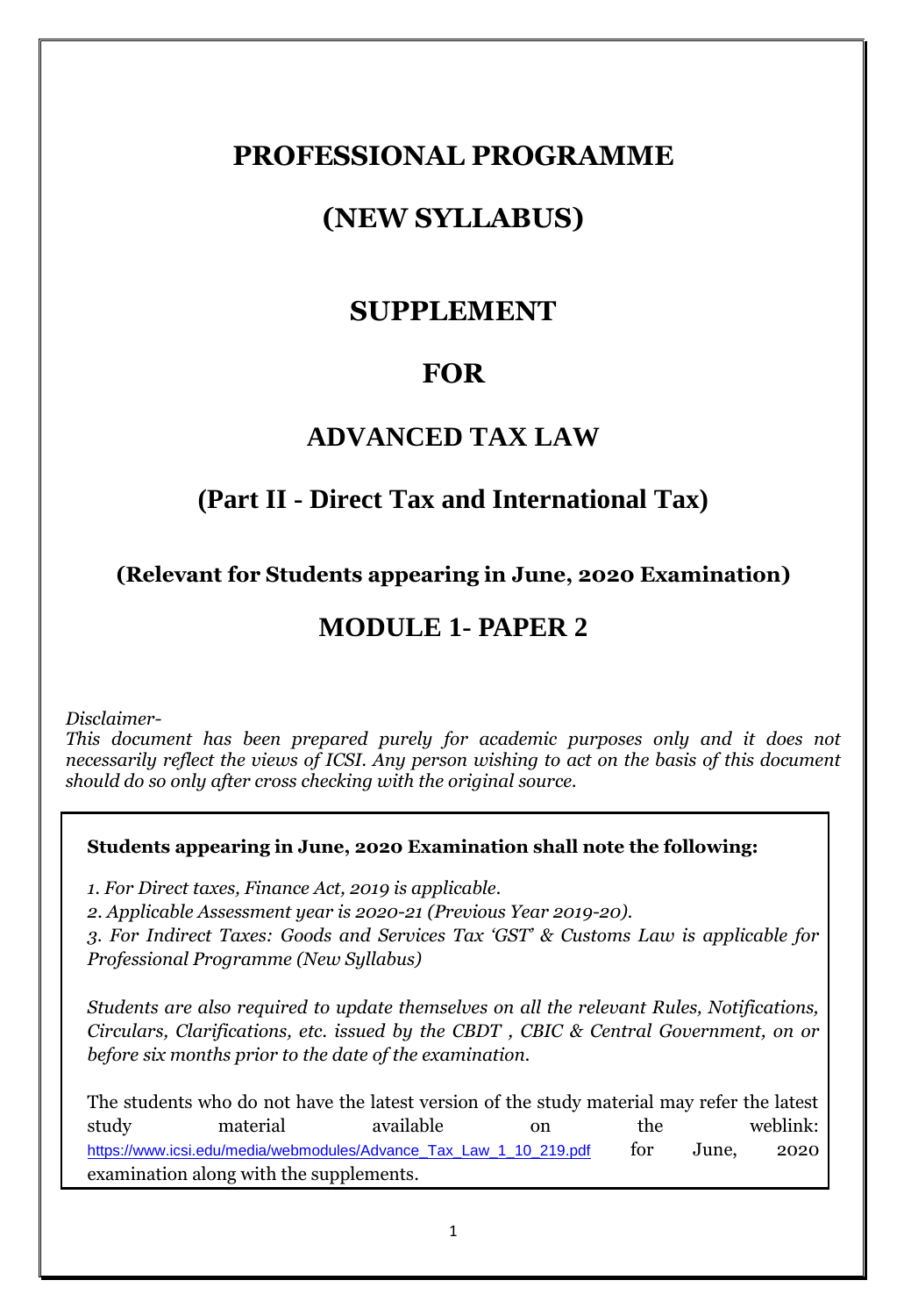# PROFESSIONAL PROGRAMME

# (NEW SYLLABUS)

# SUPPLEMENT

# FOR

## ADVANCED TAX LAW

## (Part II - Direct Tax and International Tax)

### (Relevant for Students appearing in June, 2020 Examination)

## MODULE 1- PAPER 2

*Disclaimer-*
*This document has been prepared purely for academic purposes only and it does not necessarily reflect the views of ICSI. Any person wishing to act on the basis of this document should do so only after cross checking with the original source.*

**Students appearing in June, 2020 Examination shall note the following:**

*1. For Direct taxes, Finance Act, 2019 is applicable.*
*2. Applicable Assessment year is 2020-21 (Previous Year 2019-20).*
*3. For Indirect Taxes: Goods and Services Tax 'GST' & Customs Law is applicable for Professional Programme (New Syllabus)*

*Students are also required to update themselves on all the relevant Rules, Notifications, Circulars, Clarifications, etc. issued by the CBDT , CBIC & Central Government, on or before six months prior to the date of the examination.*

The students who do not have the latest version of the study material may refer the latest study material available on the weblink: https://www.icsi.edu/media/webmodules/Advance_Tax_Law_1_10_219.pdf for June, 2020 examination along with the supplements.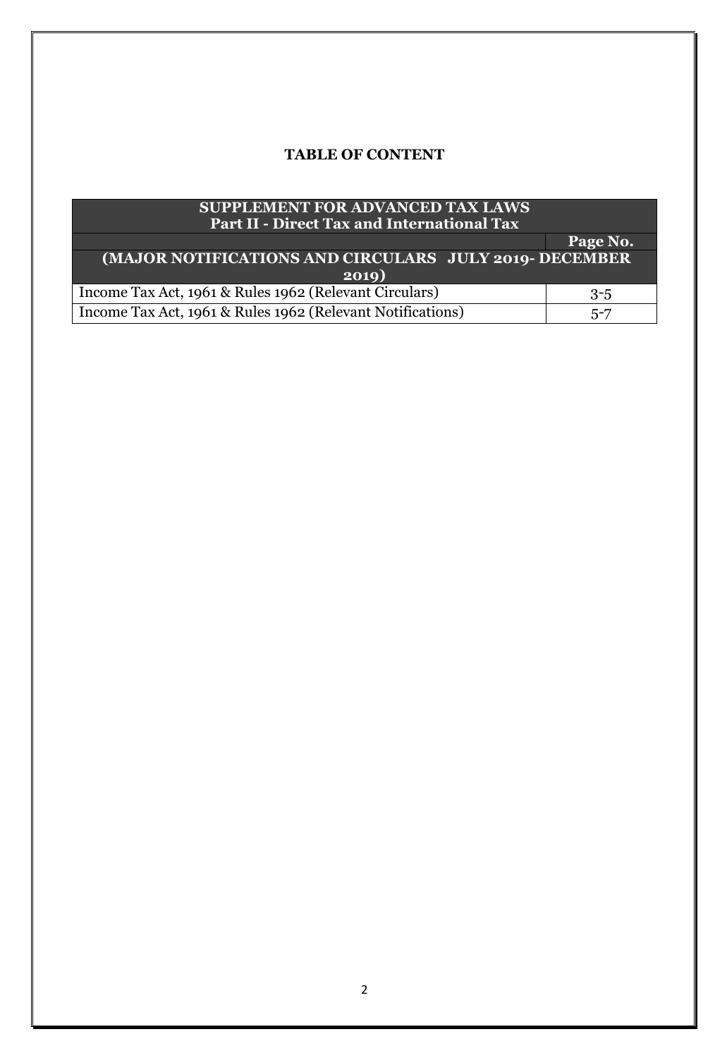## TABLE OF CONTENT

| SUPPLEMENT FOR ADVANCED TAX LAWS<br>Part II - Direct Tax and International Tax | |
|---|---|
| | **Page No.** |
| **(MAJOR NOTIFICATIONS AND CIRCULARS JULY 2019- DECEMBER 2019)** | |
| Income Tax Act, 1961 & Rules 1962 (Relevant Circulars) | 3-5 |
| Income Tax Act, 1961 & Rules 1962 (Relevant Notifications) | 5-7 |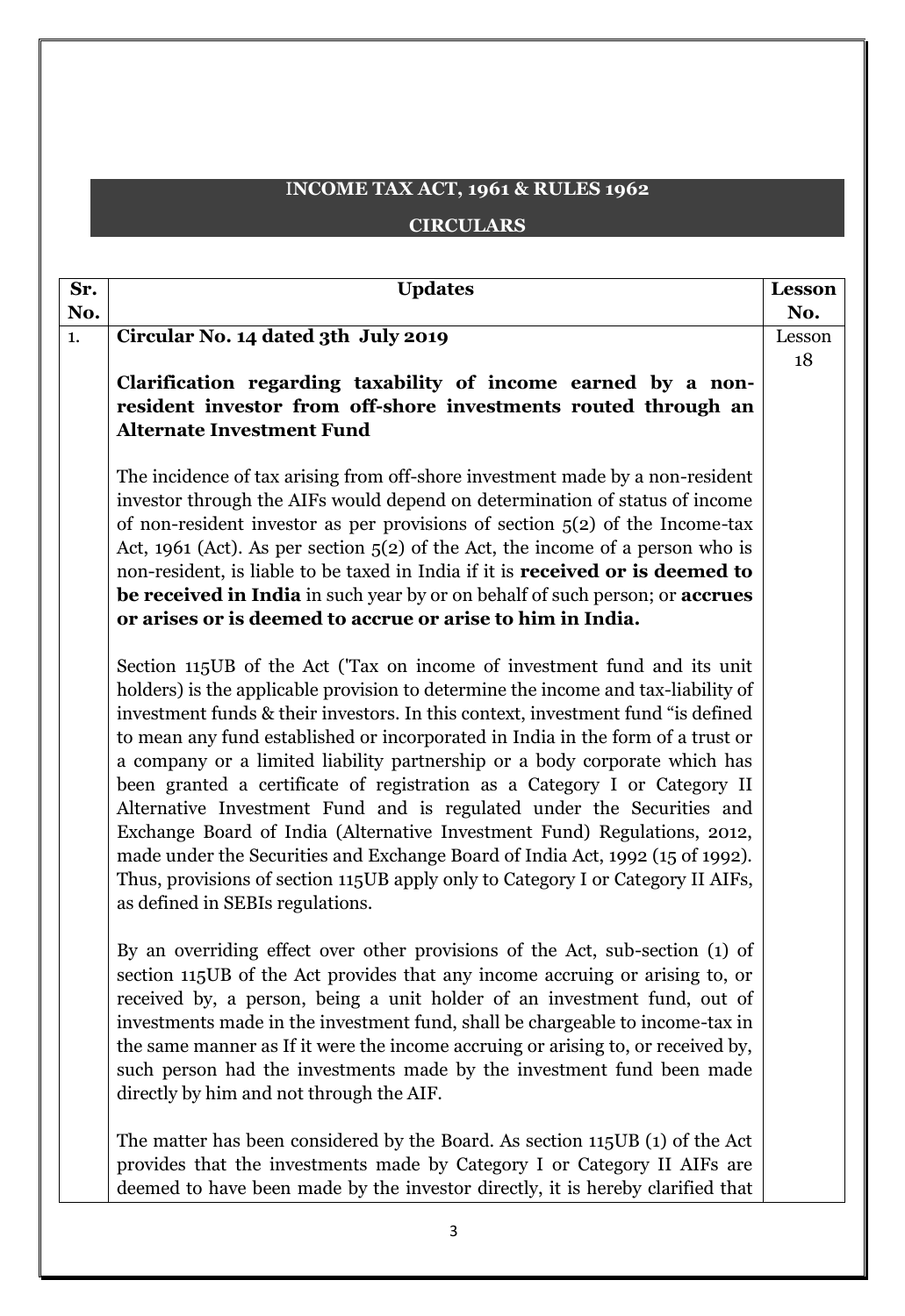# INCOME TAX ACT, 1961 & RULES 1962

## CIRCULARS

| Sr. No. | Updates | Lesson No. |
|---|---|---|
| 1. | **Circular No. 14 dated 3th July 2019**<br><br>**Clarification regarding taxability of income earned by a non-resident investor from off-shore investments routed through an Alternate Investment Fund**<br><br>The incidence of tax arising from off-shore investment made by a non-resident investor through the AIFs would depend on determination of status of income of non-resident investor as per provisions of section 5(2) of the Income-tax Act, 1961 (Act). As per section 5(2) of the Act, the income of a person who is non-resident, is liable to be taxed in India if it is **received or is deemed to be received in India** in such year by or on behalf of such person; or **accrues or arises or is deemed to accrue or arise to him in India.**<br><br>Section 115UB of the Act ('Tax on income of investment fund and its unit holders) is the applicable provision to determine the income and tax-liability of investment funds & their investors. In this context, investment fund "is defined to mean any fund established or incorporated in India in the form of a trust or a company or a limited liability partnership or a body corporate which has been granted a certificate of registration as a Category I or Category II Alternative Investment Fund and is regulated under the Securities and Exchange Board of India (Alternative Investment Fund) Regulations, 2012, made under the Securities and Exchange Board of India Act, 1992 (15 of 1992). Thus, provisions of section 115UB apply only to Category I or Category II AIFs, as defined in SEBIs regulations.<br><br>By an overriding effect over other provisions of the Act, sub-section (1) of section 115UB of the Act provides that any income accruing or arising to, or received by, a person, being a unit holder of an investment fund, out of investments made in the investment fund, shall be chargeable to income-tax in the same manner as If it were the income accruing or arising to, or received by, such person had the investments made by the investment fund been made directly by him and not through the AIF.<br><br>The matter has been considered by the Board. As section 115UB (1) of the Act provides that the investments made by Category I or Category II AIFs are deemed to have been made by the investor directly, it is hereby clarified that | Lesson 18 |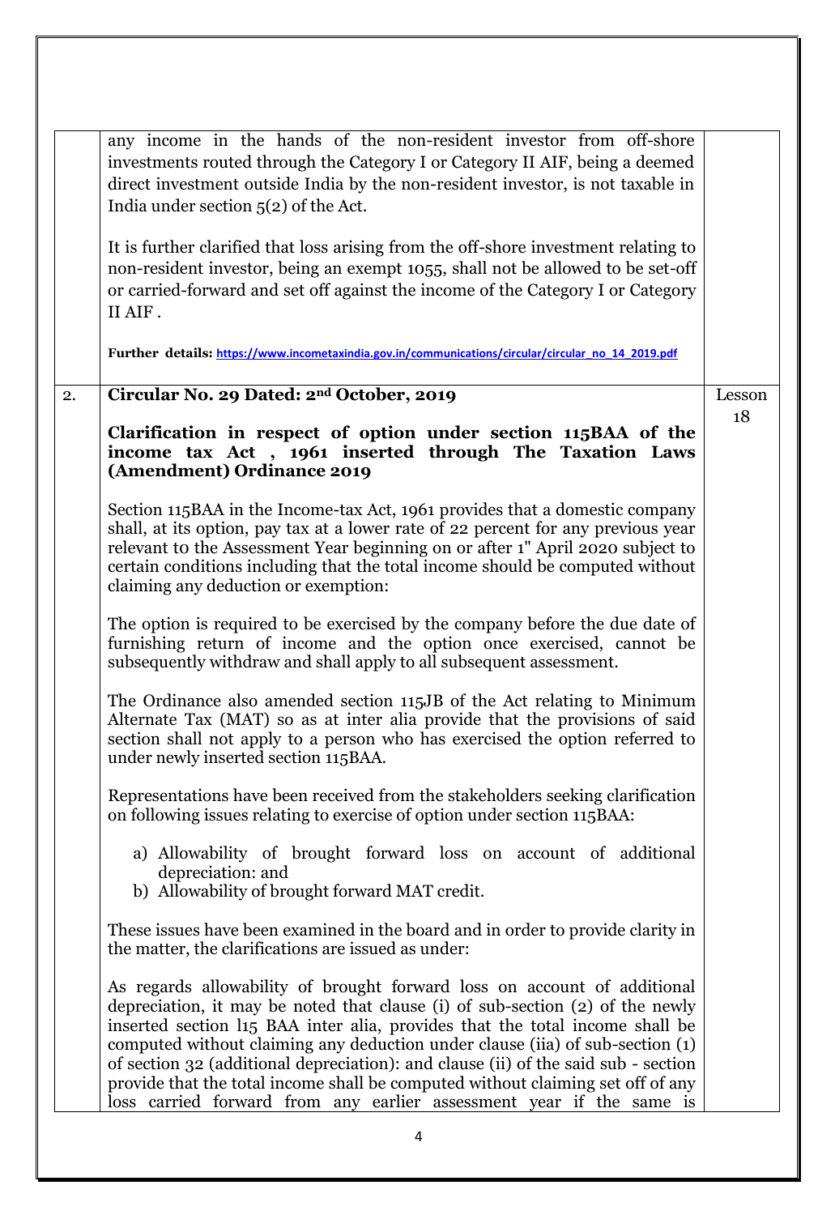| | | |
|---|---|---|
| | any income in the hands of the non-resident investor from off-shore investments routed through the Category I or Category II AIF, being a deemed direct investment outside India by the non-resident investor, is not taxable in India under section 5(2) of the Act.<br><br>It is further clarified that loss arising from the off-shore investment relating to non-resident investor, being an exempt 1055, shall not be allowed to be set-off or carried-forward and set off against the income of the Category I or Category II AIF .<br><br>**Further details:** https://www.incometaxindia.gov.in/communications/circular/circular_no_14_2019.pdf | |
| 2. | **Circular No. 29 Dated: 2nd October, 2019**<br><br>**Clarification in respect of option under section 115BAA of the income tax Act , 1961 inserted through The Taxation Laws (Amendment) Ordinance 2019**<br><br>Section 115BAA in the Income-tax Act, 1961 provides that a domestic company shall, at its option, pay tax at a lower rate of 22 percent for any previous year relevant t0 the Assessment Year beginning on or after 1" April 2020 subject to certain conditions including that the total income should be computed without claiming any deduction or exemption:<br><br>The option is required to be exercised by the company before the due date of furnishing return of income and the option once exercised, cannot be subsequently withdraw and shall apply to all subsequent assessment.<br><br>The Ordinance also amended section 115JB of the Act relating to Minimum Alternate Tax (MAT) so as at inter alia provide that the provisions of said section shall not apply to a person who has exercised the option referred to under newly inserted section 115BAA.<br><br>Representations have been received from the stakeholders seeking clarification on following issues relating to exercise of option under section 115BAA:<br><br>a) Allowability of brought forward loss on account of additional depreciation: and<br>b) Allowability of brought forward MAT credit.<br><br>These issues have been examined in the board and in order to provide clarity in the matter, the clarifications are issued as under:<br><br>As regards allowability of brought forward loss on account of additional depreciation, it may be noted that clause (i) of sub-section (2) of the newly inserted section l15 BAA inter alia, provides that the total income shall be computed without claiming any deduction under clause (iia) of sub-section (1) of section 32 (additional depreciation): and clause (ii) of the said sub - section provide that the total income shall be computed without claiming set off of any loss carried forward from any earlier assessment year if the same is | Lesson 18 |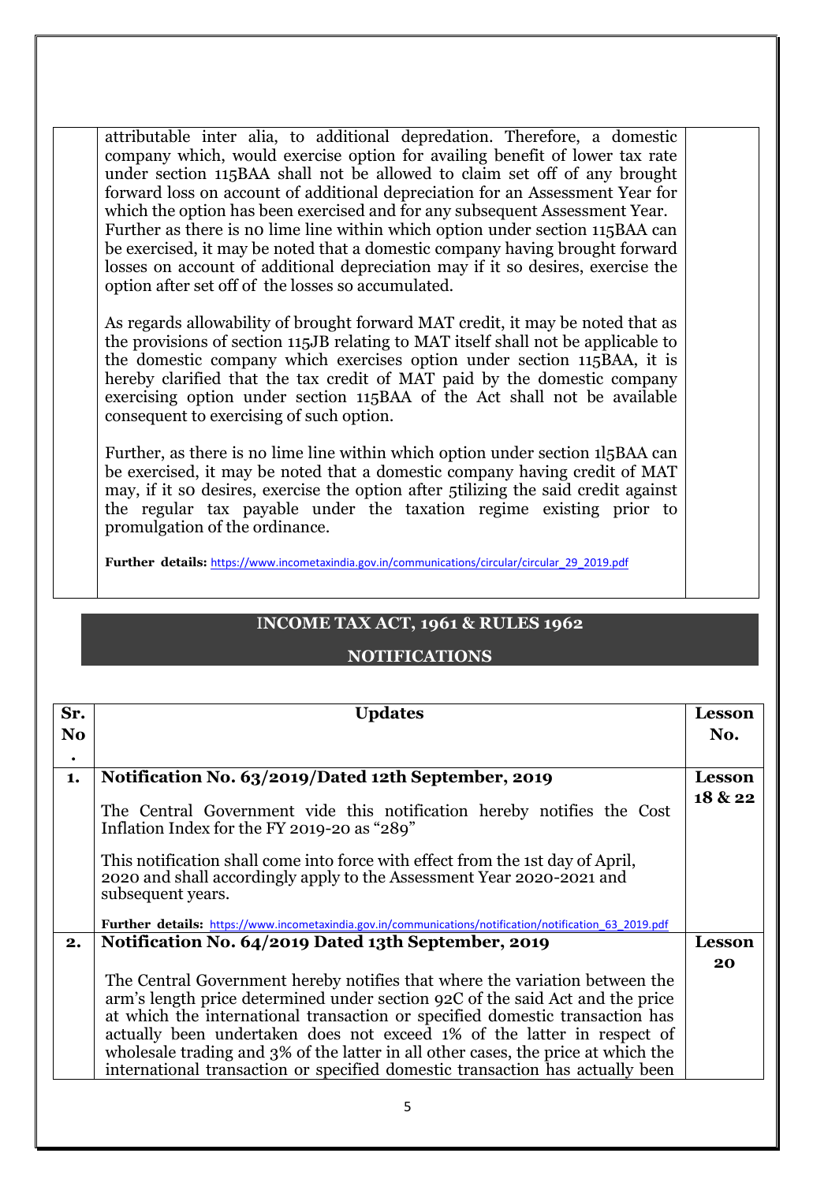| | | |
|---|---|---|
| | attributable inter alia, to additional depredation. Therefore, a domestic company which, would exercise option for availing benefit of lower tax rate under section 115BAA shall not be allowed to claim set off of any brought forward loss on account of additional depreciation for an Assessment Year for which the option has been exercised and for any subsequent Assessment Year. Further as there is no lime line within which option under section 115BAA can be exercised, it may be noted that a domestic company having brought forward losses on account of additional depreciation may if it so desires, exercise the option after set off of the losses so accumulated.<br><br>As regards allowability of brought forward MAT credit, it may be noted that as the provisions of section 115JB relating to MAT itself shall not be applicable to the domestic company which exercises option under section 115BAA, it is hereby clarified that the tax credit of MAT paid by the domestic company exercising option under section 115BAA of the Act shall not be available consequent to exercising of such option.<br><br>Further, as there is no lime line within which option under section 1l5BAA can be exercised, it may be noted that a domestic company having credit of MAT may, if it so desires, exercise the option after 5tilizing the said credit against the regular tax payable under the taxation regime existing prior to promulgation of the ordinance.<br><br>**Further details:** https://www.incometaxindia.gov.in/communications/circular/circular_29_2019.pdf | |

## INCOME TAX ACT, 1961 & RULES 1962

## NOTIFICATIONS

| Sr. No. | Updates | Lesson No. |
|---|---|---|
| 1. | **Notification No. 63/2019/Dated 12th September, 2019**<br><br>The Central Government vide this notification hereby notifies the Cost Inflation Index for the FY 2019-20 as "289"<br><br>This notification shall come into force with effect from the 1st day of April, 2020 and shall accordingly apply to the Assessment Year 2020-2021 and subsequent years.<br><br>**Further details:** https://www.incometaxindia.gov.in/communications/notification/notification_63_2019.pdf | **Lesson 18 & 22** |
| 2. | **Notification No. 64/2019 Dated 13th September, 2019**<br><br>The Central Government hereby notifies that where the variation between the arm's length price determined under section 92C of the said Act and the price at which the international transaction or specified domestic transaction has actually been undertaken does not exceed 1% of the latter in respect of wholesale trading and 3% of the latter in all other cases, the price at which the international transaction or specified domestic transaction has actually been | **Lesson 20** |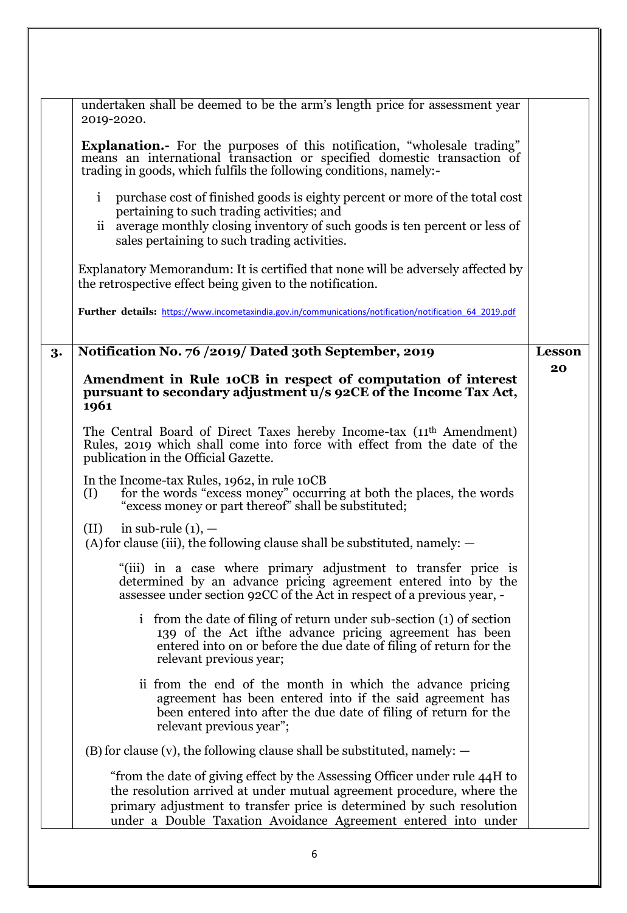| | | |
|---|---|---|
| | undertaken shall be deemed to be the arm's length price for assessment year 2019-2020.<br><br>**Explanation.-** For the purposes of this notification, "wholesale trading" means an international transaction or specified domestic transaction of trading in goods, which fulfils the following conditions, namely:-<br><br>i purchase cost of finished goods is eighty percent or more of the total cost pertaining to such trading activities; and<br>ii average monthly closing inventory of such goods is ten percent or less of sales pertaining to such trading activities.<br><br>Explanatory Memorandum: It is certified that none will be adversely affected by the retrospective effect being given to the notification.<br><br>**Further details:** https://www.incometaxindia.gov.in/communications/notification/notification_64_2019.pdf | |
| **3.** | **Notification No. 76 /2019/ Dated 30th September, 2019**<br><br>**Amendment in Rule 10CB in respect of computation of interest pursuant to secondary adjustment u/s 92CE of the Income Tax Act, 1961**<br><br>The Central Board of Direct Taxes hereby Income-tax (11th Amendment) Rules, 2019 which shall come into force with effect from the date of the publication in the Official Gazette.<br><br>In the Income-tax Rules, 1962, in rule 10CB<br>(I) for the words "excess money" occurring at both the places, the words "excess money or part thereof" shall be substituted;<br><br>(II) in sub-rule (1), —<br>(A) for clause (iii), the following clause shall be substituted, namely: —<br><br>"(iii) in a case where primary adjustment to transfer price is determined by an advance pricing agreement entered into by the assessee under section 92CC of the Act in respect of a previous year, -<br><br>i from the date of filing of return under sub-section (1) of section 139 of the Act ifthe advance pricing agreement has been entered into on or before the due date of filing of return for the relevant previous year;<br><br>ii from the end of the month in which the advance pricing agreement has been entered into if the said agreement has been entered into after the due date of filing of return for the relevant previous year";<br><br>(B) for clause (v), the following clause shall be substituted, namely: —<br><br>"from the date of giving effect by the Assessing Officer under rule 44H to the resolution arrived at under mutual agreement procedure, where the primary adjustment to transfer price is determined by such resolution under a Double Taxation Avoidance Agreement entered into under | **Lesson 20** |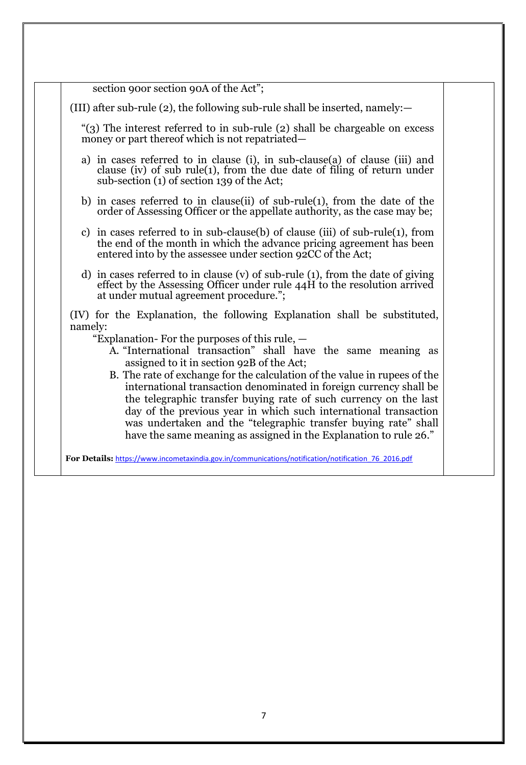section 90or section 90A of the Act";

(III) after sub-rule (2), the following sub-rule shall be inserted, namely:—

"(3) The interest referred to in sub-rule (2) shall be chargeable on excess money or part thereof which is not repatriated—

a) in cases referred to in clause (i), in sub-clause(a) of clause (iii) and clause (iv) of sub rule(1), from the due date of filing of return under sub-section (1) of section 139 of the Act;

b) in cases referred to in clause(ii) of sub-rule(1), from the date of the order of Assessing Officer or the appellate authority, as the case may be;

c) in cases referred to in sub-clause(b) of clause (iii) of sub-rule(1), from the end of the month in which the advance pricing agreement has been entered into by the assessee under section 92CC of the Act;

d) in cases referred to in clause (v) of sub-rule (1), from the date of giving effect by the Assessing Officer under rule 44H to the resolution arrived at under mutual agreement procedure.";

(IV) for the Explanation, the following Explanation shall be substituted, namely:

"Explanation- For the purposes of this rule, —

A. "International transaction" shall have the same meaning as assigned to it in section 92B of the Act;
B. The rate of exchange for the calculation of the value in rupees of the international transaction denominated in foreign currency shall be the telegraphic transfer buying rate of such currency on the last day of the previous year in which such international transaction was undertaken and the "telegraphic transfer buying rate" shall have the same meaning as assigned in the Explanation to rule 26."

**For Details:** https://www.incometaxindia.gov.in/communications/notification/notification_76_2016.pdf